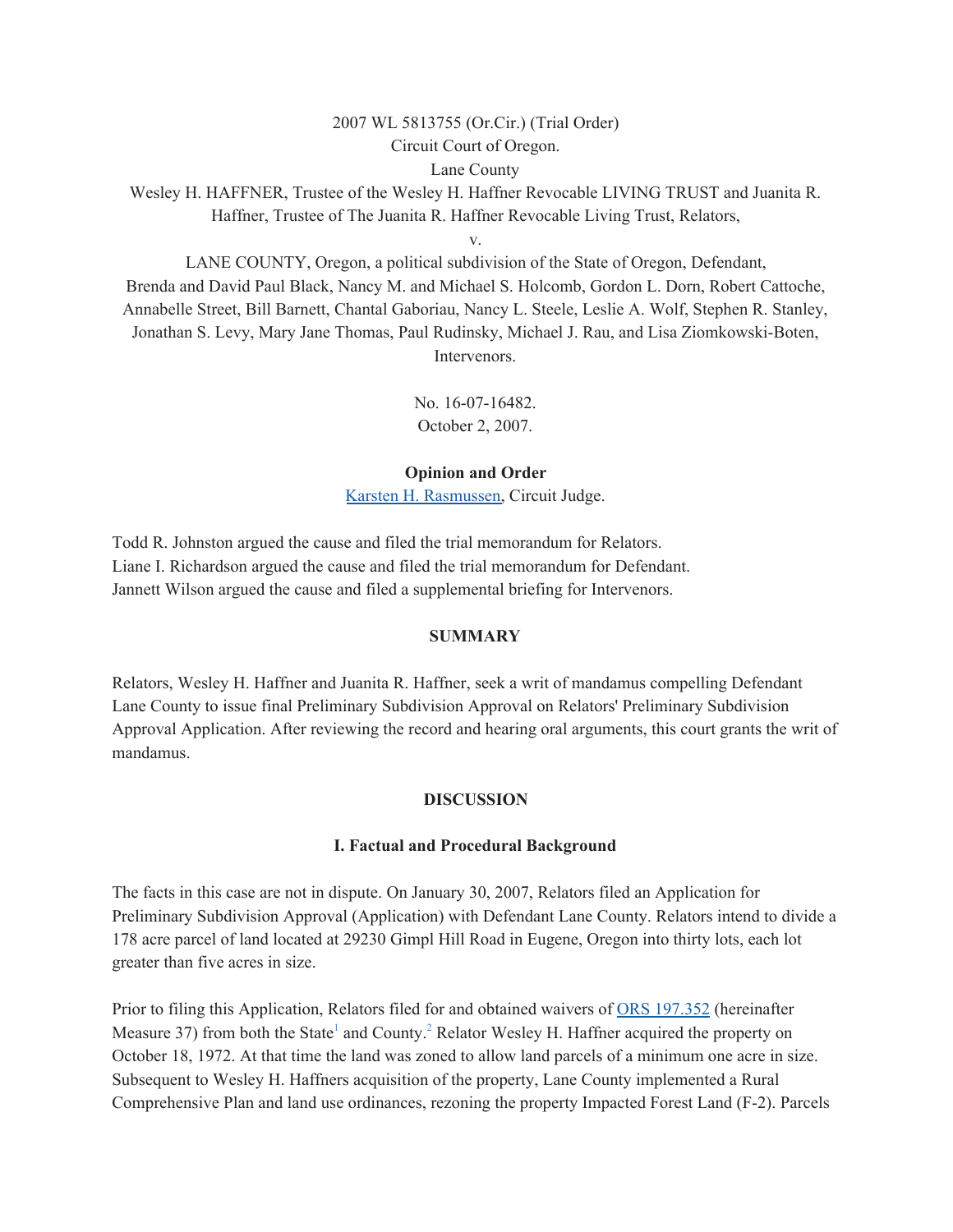2007 WL 5813755 (Or.Cir.) (Trial Order)
Circuit Court of Oregon.
Lane County

Wesley H. HAFFNER, Trustee of the Wesley H. Haffner Revocable LIVING TRUST and Juanita R. Haffner, Trustee of The Juanita R. Haffner Revocable Living Trust, Relators,

v.

LANE COUNTY, Oregon, a political subdivision of the State of Oregon, Defendant,
Brenda and David Paul Black, Nancy M. and Michael S. Holcomb, Gordon L. Dorn, Robert Cattoche, Annabelle Street, Bill Barnett, Chantal Gaboriau, Nancy L. Steele, Leslie A. Wolf, Stephen R. Stanley, Jonathan S. Levy, Mary Jane Thomas, Paul Rudinsky, Michael J. Rau, and Lisa Ziomkowski-Boten, Intervenors.

No. 16-07-16482.
October 2, 2007.

**Opinion and Order**

Karsten H. Rasmussen, Circuit Judge.

Todd R. Johnston argued the cause and filed the trial memorandum for Relators.
Liane I. Richardson argued the cause and filed the trial memorandum for Defendant.
Jannett Wilson argued the cause and filed a supplemental briefing for Intervenors.

## SUMMARY

Relators, Wesley H. Haffner and Juanita R. Haffner, seek a writ of mandamus compelling Defendant Lane County to issue final Preliminary Subdivision Approval on Relators' Preliminary Subdivision Approval Application. After reviewing the record and hearing oral arguments, this court grants the writ of mandamus.

## DISCUSSION

### I. Factual and Procedural Background

The facts in this case are not in dispute. On January 30, 2007, Relators filed an Application for Preliminary Subdivision Approval (Application) with Defendant Lane County. Relators intend to divide a 178 acre parcel of land located at 29230 Gimpl Hill Road in Eugene, Oregon into thirty lots, each lot greater than five acres in size.

Prior to filing this Application, Relators filed for and obtained waivers of ORS 197.352 (hereinafter Measure 37) from both the State[1] and County.[2] Relator Wesley H. Haffner acquired the property on October 18, 1972. At that time the land was zoned to allow land parcels of a minimum one acre in size. Subsequent to Wesley H. Haffners acquisition of the property, Lane County implemented a Rural Comprehensive Plan and land use ordinances, rezoning the property Impacted Forest Land (F-2). Parcels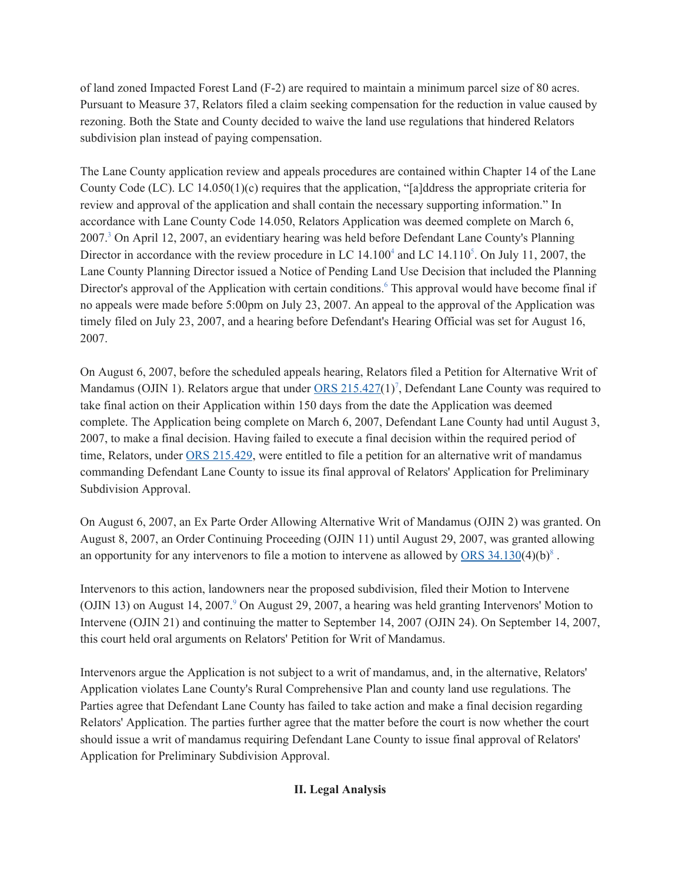of land zoned Impacted Forest Land (F-2) are required to maintain a minimum parcel size of 80 acres. Pursuant to Measure 37, Relators filed a claim seeking compensation for the reduction in value caused by rezoning. Both the State and County decided to waive the land use regulations that hindered Relators subdivision plan instead of paying compensation.

The Lane County application review and appeals procedures are contained within Chapter 14 of the Lane County Code (LC). LC 14.050(1)(c) requires that the application, "[a]ddress the appropriate criteria for review and approval of the application and shall contain the necessary supporting information." In accordance with Lane County Code 14.050, Relators Application was deemed complete on March 6, 2007.[3] On April 12, 2007, an evidentiary hearing was held before Defendant Lane County's Planning Director in accordance with the review procedure in LC 14.100[4] and LC 14.110[5]. On July 11, 2007, the Lane County Planning Director issued a Notice of Pending Land Use Decision that included the Planning Director's approval of the Application with certain conditions.[6] This approval would have become final if no appeals were made before 5:00pm on July 23, 2007. An appeal to the approval of the Application was timely filed on July 23, 2007, and a hearing before Defendant's Hearing Official was set for August 16, 2007.

On August 6, 2007, before the scheduled appeals hearing, Relators filed a Petition for Alternative Writ of Mandamus (OJIN 1). Relators argue that under ORS 215.427(1)[7], Defendant Lane County was required to take final action on their Application within 150 days from the date the Application was deemed complete. The Application being complete on March 6, 2007, Defendant Lane County had until August 3, 2007, to make a final decision. Having failed to execute a final decision within the required period of time, Relators, under ORS 215.429, were entitled to file a petition for an alternative writ of mandamus commanding Defendant Lane County to issue its final approval of Relators' Application for Preliminary Subdivision Approval.

On August 6, 2007, an Ex Parte Order Allowing Alternative Writ of Mandamus (OJIN 2) was granted. On August 8, 2007, an Order Continuing Proceeding (OJIN 11) until August 29, 2007, was granted allowing an opportunity for any intervenors to file a motion to intervene as allowed by ORS 34.130(4)(b)[8] .

Intervenors to this action, landowners near the proposed subdivision, filed their Motion to Intervene (OJIN 13) on August 14, 2007.[9] On August 29, 2007, a hearing was held granting Intervenors' Motion to Intervene (OJIN 21) and continuing the matter to September 14, 2007 (OJIN 24). On September 14, 2007, this court held oral arguments on Relators' Petition for Writ of Mandamus.

Intervenors argue the Application is not subject to a writ of mandamus, and, in the alternative, Relators' Application violates Lane County's Rural Comprehensive Plan and county land use regulations. The Parties agree that Defendant Lane County has failed to take action and make a final decision regarding Relators' Application. The parties further agree that the matter before the court is now whether the court should issue a writ of mandamus requiring Defendant Lane County to issue final approval of Relators' Application for Preliminary Subdivision Approval.

## II. Legal Analysis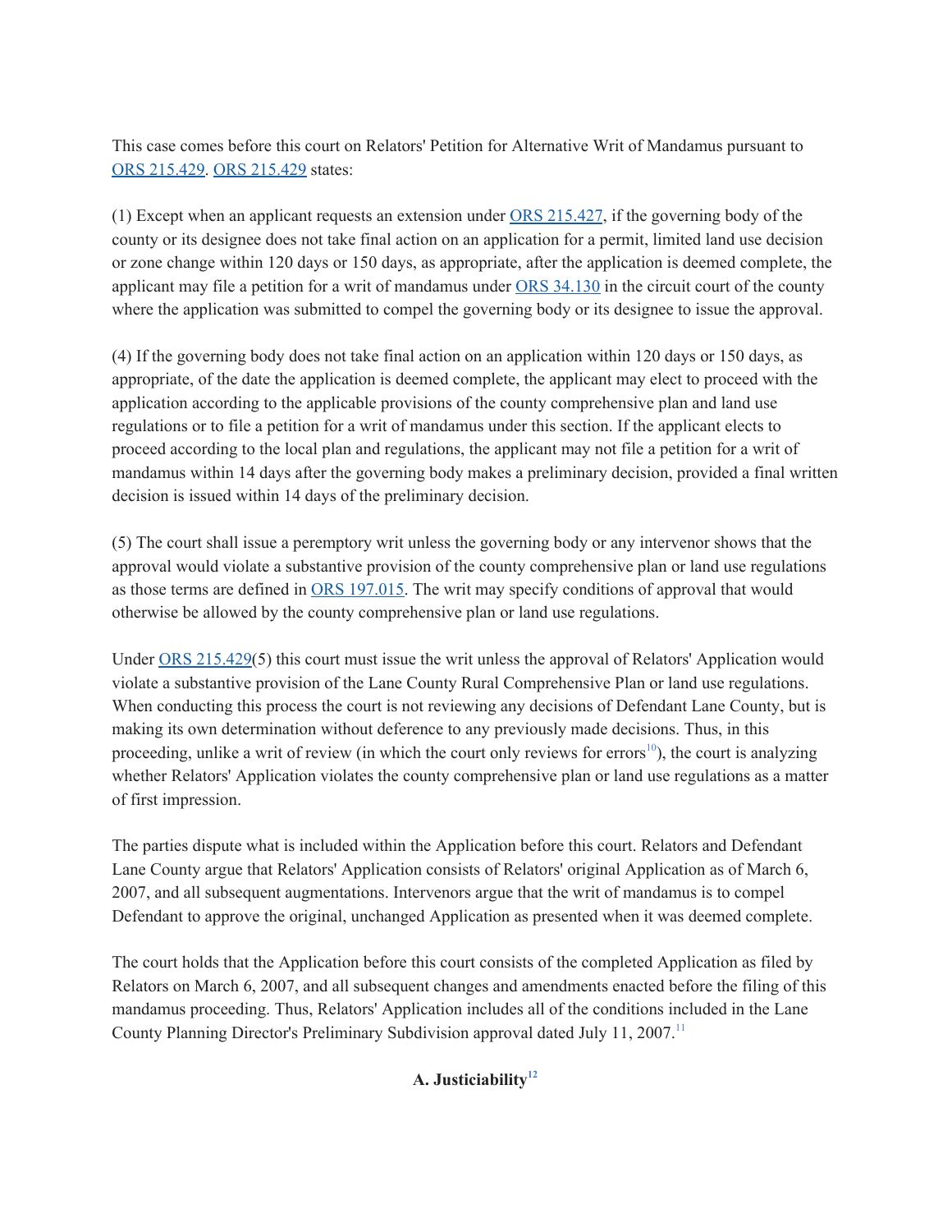This case comes before this court on Relators' Petition for Alternative Writ of Mandamus pursuant to ORS 215.429. ORS 215.429 states:

(1) Except when an applicant requests an extension under ORS 215.427, if the governing body of the county or its designee does not take final action on an application for a permit, limited land use decision or zone change within 120 days or 150 days, as appropriate, after the application is deemed complete, the applicant may file a petition for a writ of mandamus under ORS 34.130 in the circuit court of the county where the application was submitted to compel the governing body or its designee to issue the approval.

(4) If the governing body does not take final action on an application within 120 days or 150 days, as appropriate, of the date the application is deemed complete, the applicant may elect to proceed with the application according to the applicable provisions of the county comprehensive plan and land use regulations or to file a petition for a writ of mandamus under this section. If the applicant elects to proceed according to the local plan and regulations, the applicant may not file a petition for a writ of mandamus within 14 days after the governing body makes a preliminary decision, provided a final written decision is issued within 14 days of the preliminary decision.

(5) The court shall issue a peremptory writ unless the governing body or any intervenor shows that the approval would violate a substantive provision of the county comprehensive plan or land use regulations as those terms are defined in ORS 197.015. The writ may specify conditions of approval that would otherwise be allowed by the county comprehensive plan or land use regulations.

Under ORS 215.429(5) this court must issue the writ unless the approval of Relators' Application would violate a substantive provision of the Lane County Rural Comprehensive Plan or land use regulations. When conducting this process the court is not reviewing any decisions of Defendant Lane County, but is making its own determination without deference to any previously made decisions. Thus, in this proceeding, unlike a writ of review (in which the court only reviews for errors[10]), the court is analyzing whether Relators' Application violates the county comprehensive plan or land use regulations as a matter of first impression.

The parties dispute what is included within the Application before this court. Relators and Defendant Lane County argue that Relators' Application consists of Relators' original Application as of March 6, 2007, and all subsequent augmentations. Intervenors argue that the writ of mandamus is to compel Defendant to approve the original, unchanged Application as presented when it was deemed complete.

The court holds that the Application before this court consists of the completed Application as filed by Relators on March 6, 2007, and all subsequent changes and amendments enacted before the filing of this mandamus proceeding. Thus, Relators' Application includes all of the conditions included in the Lane County Planning Director's Preliminary Subdivision approval dated July 11, 2007.[11]

### A. Justiciability[12]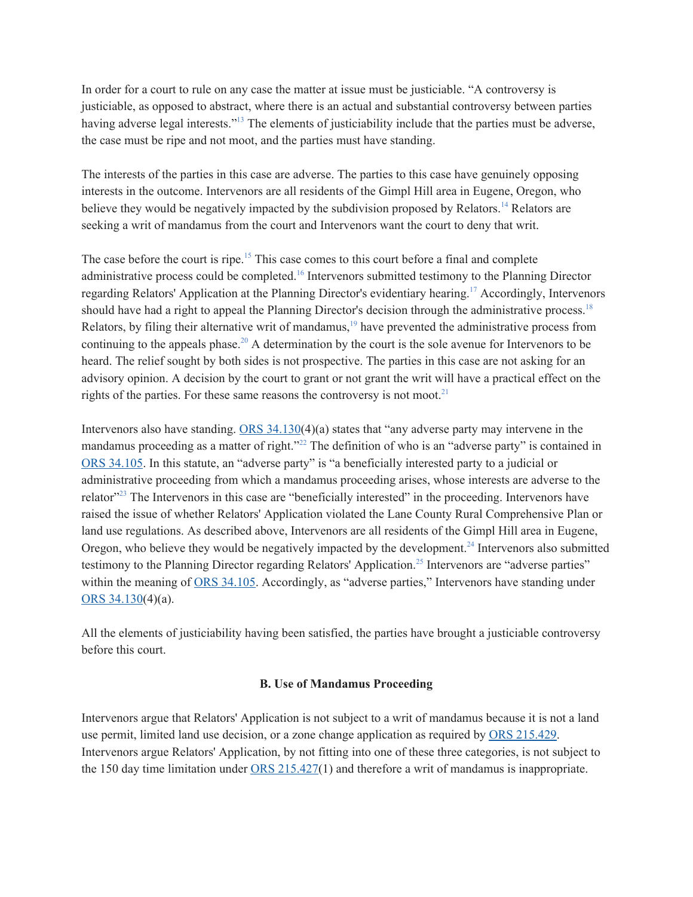In order for a court to rule on any case the matter at issue must be justiciable. "A controversy is justiciable, as opposed to abstract, where there is an actual and substantial controversy between parties having adverse legal interests."[13] The elements of justiciability include that the parties must be adverse, the case must be ripe and not moot, and the parties must have standing.

The interests of the parties in this case are adverse. The parties to this case have genuinely opposing interests in the outcome. Intervenors are all residents of the Gimpl Hill area in Eugene, Oregon, who believe they would be negatively impacted by the subdivision proposed by Relators.[14] Relators are seeking a writ of mandamus from the court and Intervenors want the court to deny that writ.

The case before the court is ripe.[15] This case comes to this court before a final and complete administrative process could be completed.[16] Intervenors submitted testimony to the Planning Director regarding Relators' Application at the Planning Director's evidentiary hearing.[17] Accordingly, Intervenors should have had a right to appeal the Planning Director's decision through the administrative process.[18] Relators, by filing their alternative writ of mandamus,[19] have prevented the administrative process from continuing to the appeals phase.[20] A determination by the court is the sole avenue for Intervenors to be heard. The relief sought by both sides is not prospective. The parties in this case are not asking for an advisory opinion. A decision by the court to grant or not grant the writ will have a practical effect on the rights of the parties. For these same reasons the controversy is not moot.[21]

Intervenors also have standing. ORS 34.130(4)(a) states that "any adverse party may intervene in the mandamus proceeding as a matter of right."[22] The definition of who is an "adverse party" is contained in ORS 34.105. In this statute, an "adverse party" is "a beneficially interested party to a judicial or administrative proceeding from which a mandamus proceeding arises, whose interests are adverse to the relator"[23] The Intervenors in this case are "beneficially interested" in the proceeding. Intervenors have raised the issue of whether Relators' Application violated the Lane County Rural Comprehensive Plan or land use regulations. As described above, Intervenors are all residents of the Gimpl Hill area in Eugene, Oregon, who believe they would be negatively impacted by the development.[24] Intervenors also submitted testimony to the Planning Director regarding Relators' Application.[25] Intervenors are "adverse parties" within the meaning of ORS 34.105. Accordingly, as "adverse parties," Intervenors have standing under ORS 34.130(4)(a).

All the elements of justiciability having been satisfied, the parties have brought a justiciable controversy before this court.

### B. Use of Mandamus Proceeding

Intervenors argue that Relators' Application is not subject to a writ of mandamus because it is not a land use permit, limited land use decision, or a zone change application as required by ORS 215.429. Intervenors argue Relators' Application, by not fitting into one of these three categories, is not subject to the 150 day time limitation under ORS 215.427(1) and therefore a writ of mandamus is inappropriate.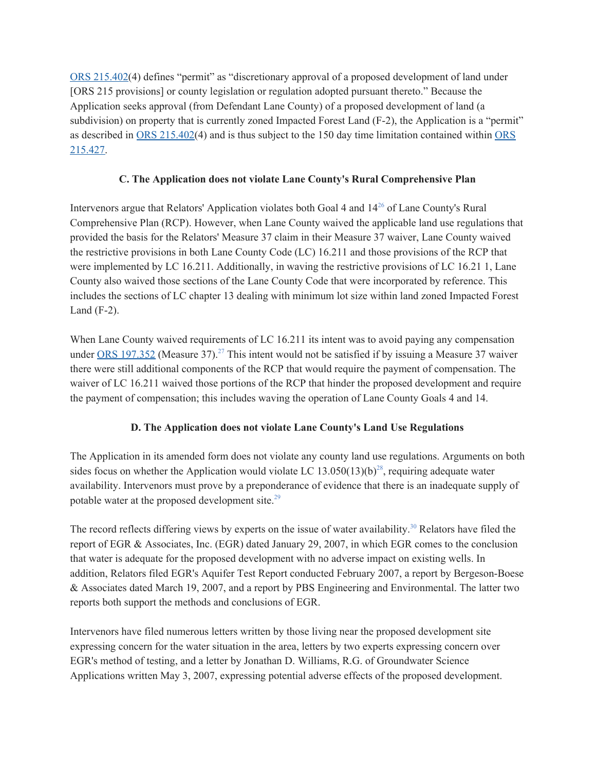ORS 215.402(4) defines "permit" as "discretionary approval of a proposed development of land under [ORS 215 provisions] or county legislation or regulation adopted pursuant thereto." Because the Application seeks approval (from Defendant Lane County) of a proposed development of land (a subdivision) on property that is currently zoned Impacted Forest Land (F-2), the Application is a "permit" as described in ORS 215.402(4) and is thus subject to the 150 day time limitation contained within ORS 215.427.

### C. The Application does not violate Lane County's Rural Comprehensive Plan

Intervenors argue that Relators' Application violates both Goal 4 and 14[26] of Lane County's Rural Comprehensive Plan (RCP). However, when Lane County waived the applicable land use regulations that provided the basis for the Relators' Measure 37 claim in their Measure 37 waiver, Lane County waived the restrictive provisions in both Lane County Code (LC) 16.211 and those provisions of the RCP that were implemented by LC 16.211. Additionally, in waving the restrictive provisions of LC 16.21 1, Lane County also waived those sections of the Lane County Code that were incorporated by reference. This includes the sections of LC chapter 13 dealing with minimum lot size within land zoned Impacted Forest Land (F-2).

When Lane County waived requirements of LC 16.211 its intent was to avoid paying any compensation under ORS 197.352 (Measure 37).[27] This intent would not be satisfied if by issuing a Measure 37 waiver there were still additional components of the RCP that would require the payment of compensation. The waiver of LC 16.211 waived those portions of the RCP that hinder the proposed development and require the payment of compensation; this includes waving the operation of Lane County Goals 4 and 14.

### D. The Application does not violate Lane County's Land Use Regulations

The Application in its amended form does not violate any county land use regulations. Arguments on both sides focus on whether the Application would violate LC 13.050(13)(b)[28], requiring adequate water availability. Intervenors must prove by a preponderance of evidence that there is an inadequate supply of potable water at the proposed development site.[29]

The record reflects differing views by experts on the issue of water availability.[30] Relators have filed the report of EGR & Associates, Inc. (EGR) dated January 29, 2007, in which EGR comes to the conclusion that water is adequate for the proposed development with no adverse impact on existing wells. In addition, Relators filed EGR's Aquifer Test Report conducted February 2007, a report by Bergeson-Boese & Associates dated March 19, 2007, and a report by PBS Engineering and Environmental. The latter two reports both support the methods and conclusions of EGR.

Intervenors have filed numerous letters written by those living near the proposed development site expressing concern for the water situation in the area, letters by two experts expressing concern over EGR's method of testing, and a letter by Jonathan D. Williams, R.G. of Groundwater Science Applications written May 3, 2007, expressing potential adverse effects of the proposed development.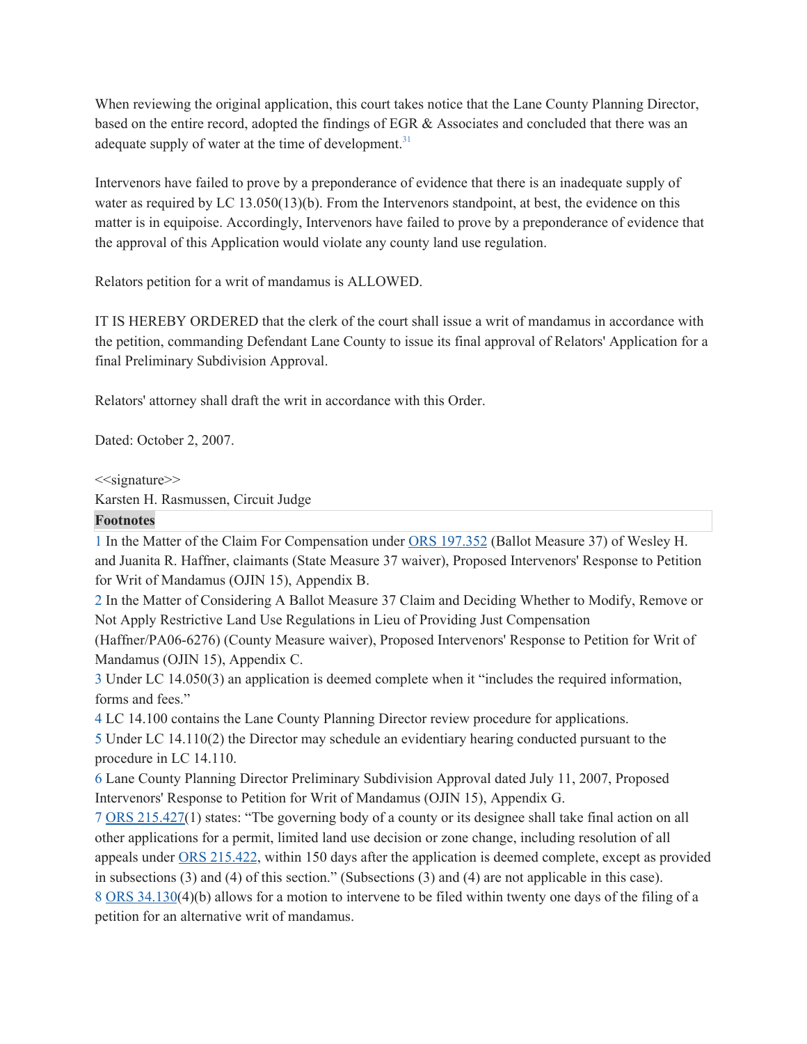When reviewing the original application, this court takes notice that the Lane County Planning Director, based on the entire record, adopted the findings of EGR & Associates and concluded that there was an adequate supply of water at the time of development.[31]

Intervenors have failed to prove by a preponderance of evidence that there is an inadequate supply of water as required by LC 13.050(13)(b). From the Intervenors standpoint, at best, the evidence on this matter is in equipoise. Accordingly, Intervenors have failed to prove by a preponderance of evidence that the approval of this Application would violate any county land use regulation.

Relators petition for a writ of mandamus is ALLOWED.

IT IS HEREBY ORDERED that the clerk of the court shall issue a writ of mandamus in accordance with the petition, commanding Defendant Lane County to issue its final approval of Relators' Application for a final Preliminary Subdivision Approval.

Relators' attorney shall draft the writ in accordance with this Order.

Dated: October 2, 2007.

<<signature>>
Karsten H. Rasmussen, Circuit Judge

**Footnotes**

1 In the Matter of the Claim For Compensation under ORS 197.352 (Ballot Measure 37) of Wesley H. and Juanita R. Haffner, claimants (State Measure 37 waiver), Proposed Intervenors' Response to Petition for Writ of Mandamus (OJIN 15), Appendix B.

2 In the Matter of Considering A Ballot Measure 37 Claim and Deciding Whether to Modify, Remove or Not Apply Restrictive Land Use Regulations in Lieu of Providing Just Compensation (Haffner/PA06-6276) (County Measure waiver), Proposed Intervenors' Response to Petition for Writ of Mandamus (OJIN 15), Appendix C.

3 Under LC 14.050(3) an application is deemed complete when it "includes the required information, forms and fees."

4 LC 14.100 contains the Lane County Planning Director review procedure for applications.

5 Under LC 14.110(2) the Director may schedule an evidentiary hearing conducted pursuant to the procedure in LC 14.110.

6 Lane County Planning Director Preliminary Subdivision Approval dated July 11, 2007, Proposed Intervenors' Response to Petition for Writ of Mandamus (OJIN 15), Appendix G.

7 ORS 215.427(1) states: "Tbe governing body of a county or its designee shall take final action on all other applications for a permit, limited land use decision or zone change, including resolution of all appeals under ORS 215.422, within 150 days after the application is deemed complete, except as provided in subsections (3) and (4) of this section." (Subsections (3) and (4) are not applicable in this case).

8 ORS 34.130(4)(b) allows for a motion to intervene to be filed within twenty one days of the filing of a petition for an alternative writ of mandamus.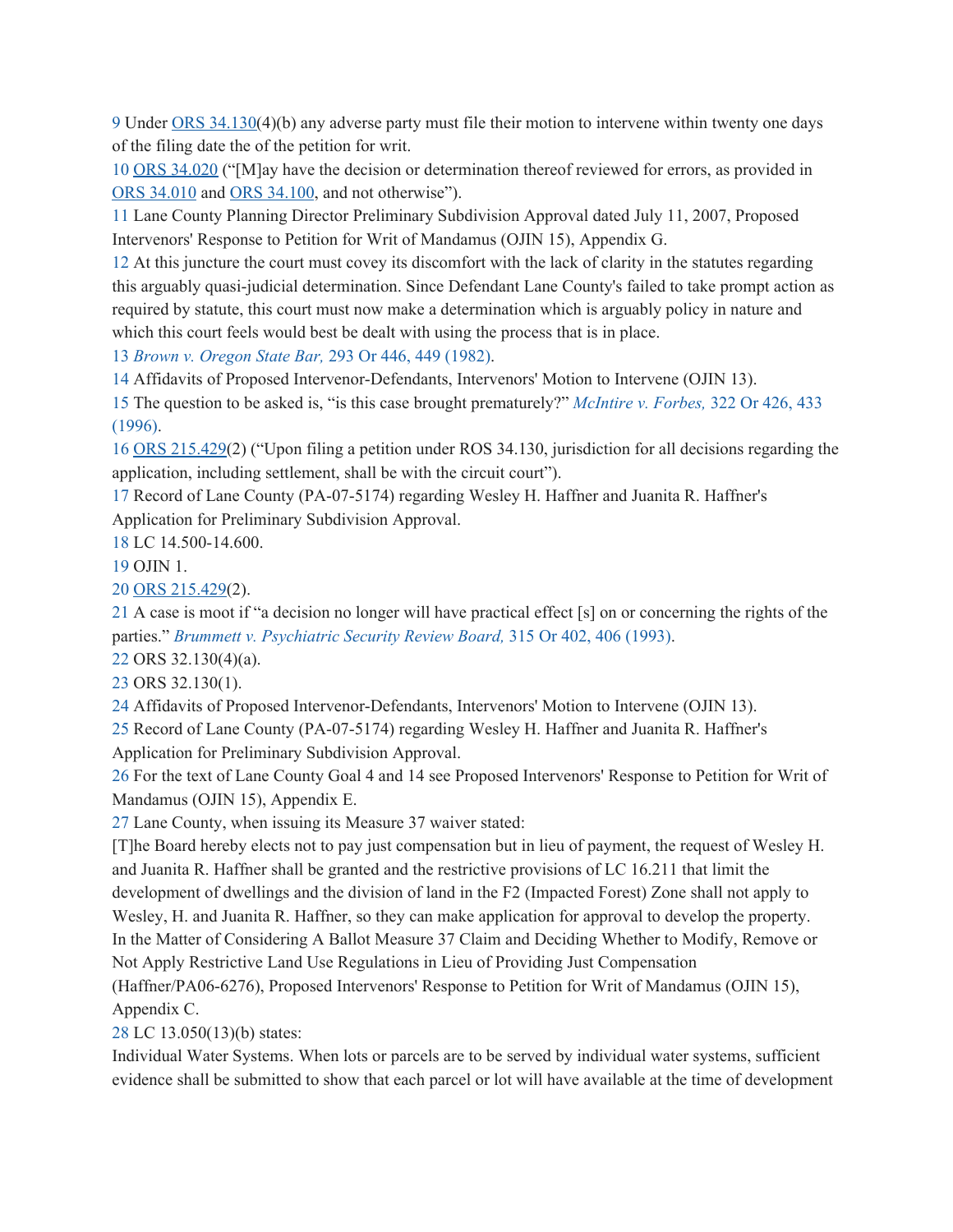9 Under ORS 34.130(4)(b) any adverse party must file their motion to intervene within twenty one days of the filing date the of the petition for writ.

10 ORS 34.020 ("[M]ay have the decision or determination thereof reviewed for errors, as provided in ORS 34.010 and ORS 34.100, and not otherwise").

11 Lane County Planning Director Preliminary Subdivision Approval dated July 11, 2007, Proposed Intervenors' Response to Petition for Writ of Mandamus (OJIN 15), Appendix G.

12 At this juncture the court must covey its discomfort with the lack of clarity in the statutes regarding this arguably quasi-judicial determination. Since Defendant Lane County's failed to take prompt action as required by statute, this court must now make a determination which is arguably policy in nature and which this court feels would best be dealt with using the process that is in place.

13 *Brown v. Oregon State Bar,* 293 Or 446, 449 (1982).

14 Affidavits of Proposed Intervenor-Defendants, Intervenors' Motion to Intervene (OJIN 13).

15 The question to be asked is, "is this case brought prematurely?" *McIntire v. Forbes,* 322 Or 426, 433 (1996).

16 ORS 215.429(2) ("Upon filing a petition under ROS 34.130, jurisdiction for all decisions regarding the application, including settlement, shall be with the circuit court").

17 Record of Lane County (PA-07-5174) regarding Wesley H. Haffner and Juanita R. Haffner's Application for Preliminary Subdivision Approval.

18 LC 14.500-14.600.

19 OJIN 1.

20 ORS 215.429(2).

21 A case is moot if "a decision no longer will have practical effect [s] on or concerning the rights of the parties." *Brummett v. Psychiatric Security Review Board,* 315 Or 402, 406 (1993).

22 ORS 32.130(4)(a).

23 ORS 32.130(1).

24 Affidavits of Proposed Intervenor-Defendants, Intervenors' Motion to Intervene (OJIN 13).

25 Record of Lane County (PA-07-5174) regarding Wesley H. Haffner and Juanita R. Haffner's Application for Preliminary Subdivision Approval.

26 For the text of Lane County Goal 4 and 14 see Proposed Intervenors' Response to Petition for Writ of Mandamus (OJIN 15), Appendix E.

27 Lane County, when issuing its Measure 37 waiver stated:

[T]he Board hereby elects not to pay just compensation but in lieu of payment, the request of Wesley H. and Juanita R. Haffner shall be granted and the restrictive provisions of LC 16.211 that limit the development of dwellings and the division of land in the F2 (Impacted Forest) Zone shall not apply to Wesley, H. and Juanita R. Haffner, so they can make application for approval to develop the property. In the Matter of Considering A Ballot Measure 37 Claim and Deciding Whether to Modify, Remove or Not Apply Restrictive Land Use Regulations in Lieu of Providing Just Compensation (Haffner/PA06-6276), Proposed Intervenors' Response to Petition for Writ of Mandamus (OJIN 15), Appendix C.

28 LC 13.050(13)(b) states:

Individual Water Systems. When lots or parcels are to be served by individual water systems, sufficient evidence shall be submitted to show that each parcel or lot will have available at the time of development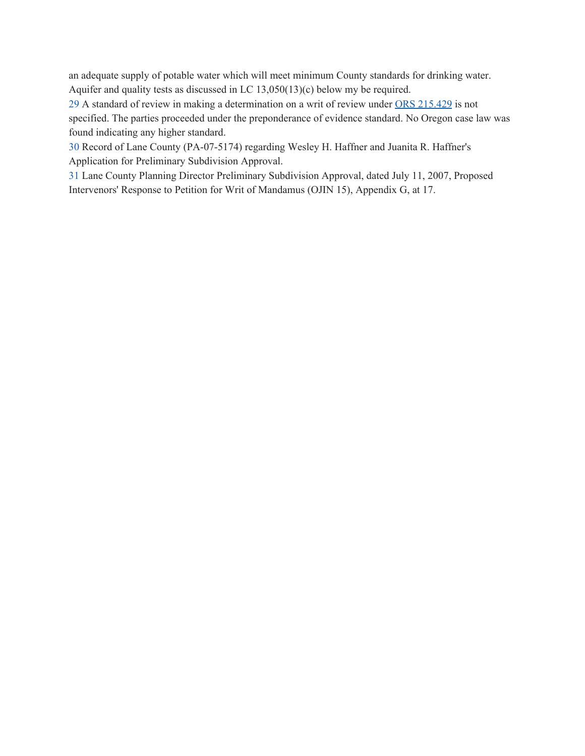an adequate supply of potable water which will meet minimum County standards for drinking water. Aquifer and quality tests as discussed in LC 13,050(13)(c) below my be required.

29 A standard of review in making a determination on a writ of review under ORS 215.429 is not specified. The parties proceeded under the preponderance of evidence standard. No Oregon case law was found indicating any higher standard.

30 Record of Lane County (PA-07-5174) regarding Wesley H. Haffner and Juanita R. Haffner's Application for Preliminary Subdivision Approval.

31 Lane County Planning Director Preliminary Subdivision Approval, dated July 11, 2007, Proposed Intervenors' Response to Petition for Writ of Mandamus (OJIN 15), Appendix G, at 17.